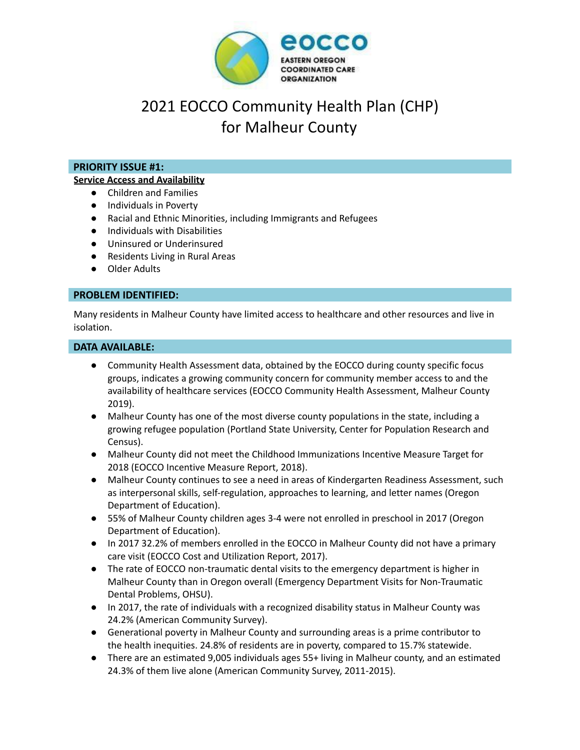# 2021 EOCCO Community Health Plan (CHP) for Malheur County

**PRIORITY ISSUE #1:**

**Service Access and Availability**

- Children and Families
- Individuals in Poverty
- Racial and Ethnic Minorities, including Immigrants and Refugees
- Individuals with Disabilities
- Uninsured or Underinsured
- Residents Living in Rural Areas
- Older Adults

**PROBLEM IDENTIFIED:**

Many residents in Malheur County have limited access to healthcare and other resources and live in isolation.

**DATA AVAILABLE:**

- Community Health Assessment data, obtained by the EOCCO during county specific focus groups, indicates a growing community concern for community member access to and the availability of healthcare services (EOCCO Community Health Assessment, Malheur County 2019).
- Malheur County has one of the most diverse county populations in the state, including a growing refugee population (Portland State University, Center for Population Research and Census).
- Malheur County did not meet the Childhood Immunizations Incentive Measure Target for 2018 (EOCCO Incentive Measure Report, 2018).
- Malheur County continues to see a need in areas of Kindergarten Readiness Assessment, such as interpersonal skills, self-regulation, approaches to learning, and letter names (Oregon Department of Education).
- 55% of Malheur County children ages 3-4 were not enrolled in preschool in 2017 (Oregon Department of Education).
- In 2017 32.2% of members enrolled in the EOCCO in Malheur County did not have a primary care visit (EOCCO Cost and Utilization Report, 2017).
- The rate of EOCCO non-traumatic dental visits to the emergency department is higher in Malheur County than in Oregon overall (Emergency Department Visits for Non-Traumatic Dental Problems, OHSU).
- In 2017, the rate of individuals with a recognized disability status in Malheur County was 24.2% (American Community Survey).
- Generational poverty in Malheur County and surrounding areas is a prime contributor to the health inequities. 24.8% of residents are in poverty, compared to 15.7% statewide.
- There are an estimated 9,005 individuals ages 55+ living in Malheur county, and an estimated 24.3% of them live alone (American Community Survey, 2011-2015).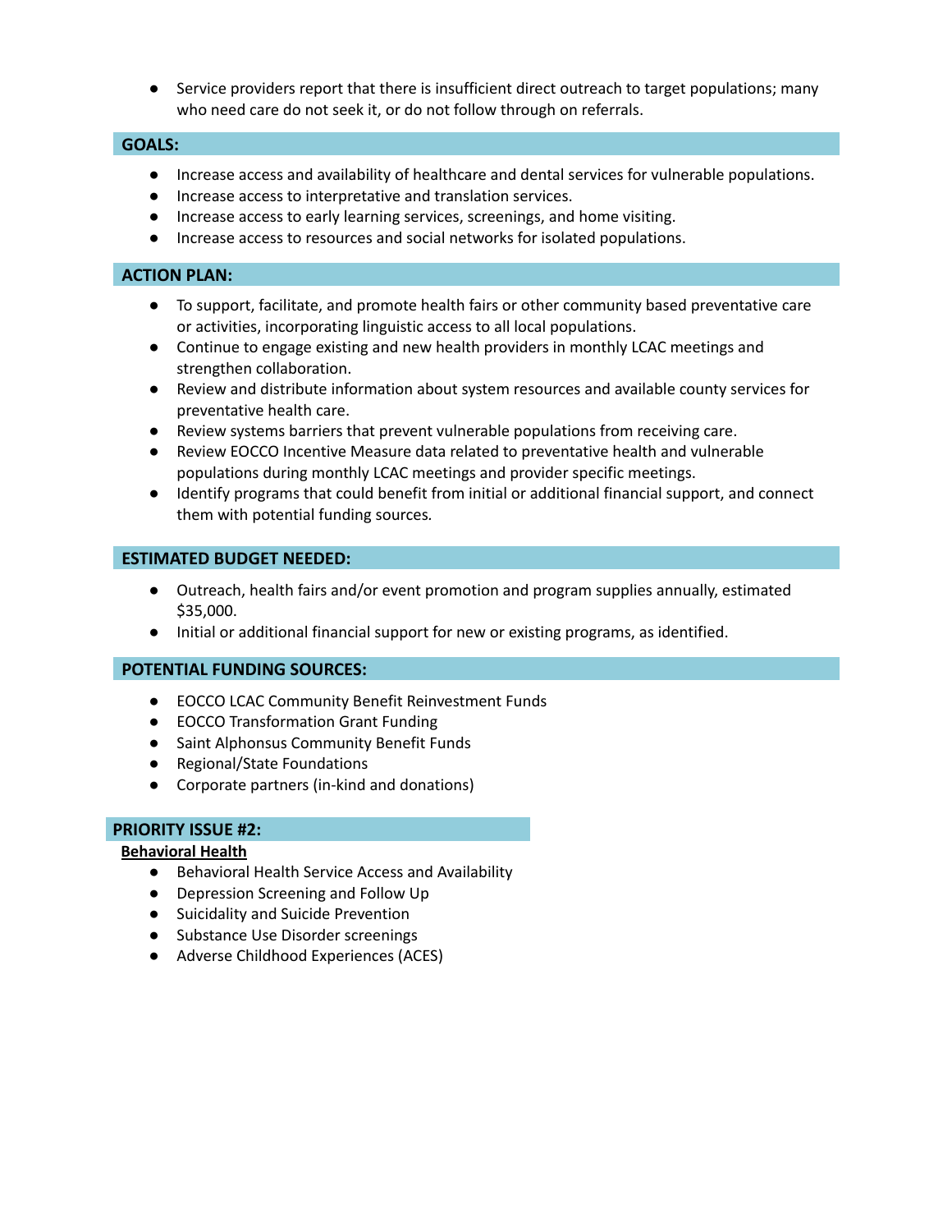- Service providers report that there is insufficient direct outreach to target populations; many who need care do not seek it, or do not follow through on referrals.

## GOALS:

- Increase access and availability of healthcare and dental services for vulnerable populations.
- Increase access to interpretative and translation services.
- Increase access to early learning services, screenings, and home visiting.
- Increase access to resources and social networks for isolated populations.

## ACTION PLAN:

- To support, facilitate, and promote health fairs or other community based preventative care or activities, incorporating linguistic access to all local populations.
- Continue to engage existing and new health providers in monthly LCAC meetings and strengthen collaboration.
- Review and distribute information about system resources and available county services for preventative health care.
- Review systems barriers that prevent vulnerable populations from receiving care.
- Review EOCCO Incentive Measure data related to preventative health and vulnerable populations during monthly LCAC meetings and provider specific meetings.
- Identify programs that could benefit from initial or additional financial support, and connect them with potential funding sources.

## ESTIMATED BUDGET NEEDED:

- Outreach, health fairs and/or event promotion and program supplies annually, estimated $35,000.
- Initial or additional financial support for new or existing programs, as identified.

## POTENTIAL FUNDING SOURCES:

- EOCCO LCAC Community Benefit Reinvestment Funds
- EOCCO Transformation Grant Funding
- Saint Alphonsus Community Benefit Funds
- Regional/State Foundations
- Corporate partners (in-kind and donations)

## PRIORITY ISSUE #2:

**Behavioral Health**

- Behavioral Health Service Access and Availability
- Depression Screening and Follow Up
- Suicidality and Suicide Prevention
- Substance Use Disorder screenings
- Adverse Childhood Experiences (ACES)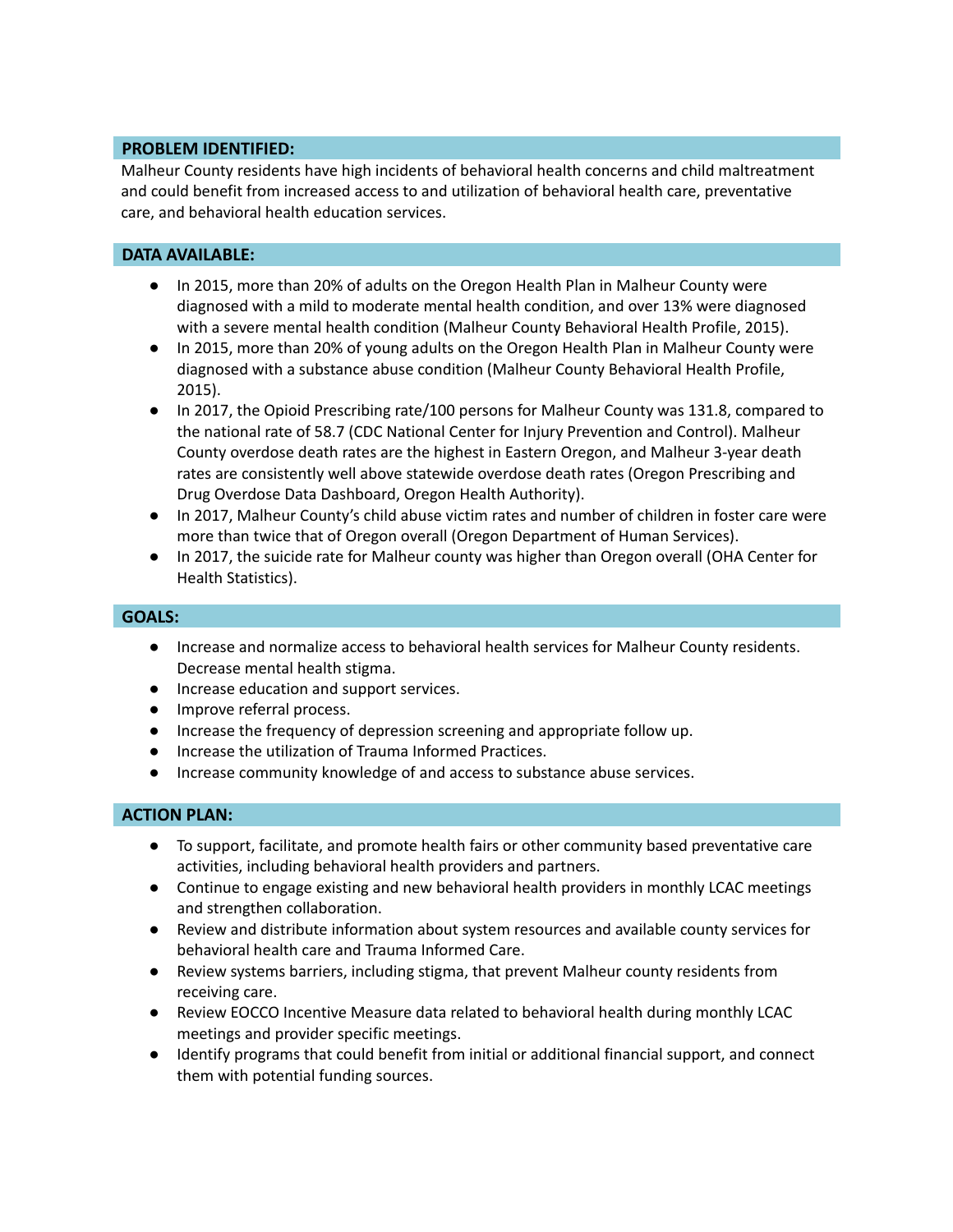## PROBLEM IDENTIFIED:

Malheur County residents have high incidents of behavioral health concerns and child maltreatment and could benefit from increased access to and utilization of behavioral health care, preventative care, and behavioral health education services.

## DATA AVAILABLE:

- In 2015, more than 20% of adults on the Oregon Health Plan in Malheur County were diagnosed with a mild to moderate mental health condition, and over 13% were diagnosed with a severe mental health condition (Malheur County Behavioral Health Profile, 2015).
- In 2015, more than 20% of young adults on the Oregon Health Plan in Malheur County were diagnosed with a substance abuse condition (Malheur County Behavioral Health Profile, 2015).
- In 2017, the Opioid Prescribing rate/100 persons for Malheur County was 131.8, compared to the national rate of 58.7 (CDC National Center for Injury Prevention and Control). Malheur County overdose death rates are the highest in Eastern Oregon, and Malheur 3-year death rates are consistently well above statewide overdose death rates (Oregon Prescribing and Drug Overdose Data Dashboard, Oregon Health Authority).
- In 2017, Malheur County's child abuse victim rates and number of children in foster care were more than twice that of Oregon overall (Oregon Department of Human Services).
- In 2017, the suicide rate for Malheur county was higher than Oregon overall (OHA Center for Health Statistics).

## GOALS:

- Increase and normalize access to behavioral health services for Malheur County residents. Decrease mental health stigma.
- Increase education and support services.
- Improve referral process.
- Increase the frequency of depression screening and appropriate follow up.
- Increase the utilization of Trauma Informed Practices.
- Increase community knowledge of and access to substance abuse services.

## ACTION PLAN:

- To support, facilitate, and promote health fairs or other community based preventative care activities, including behavioral health providers and partners.
- Continue to engage existing and new behavioral health providers in monthly LCAC meetings and strengthen collaboration.
- Review and distribute information about system resources and available county services for behavioral health care and Trauma Informed Care.
- Review systems barriers, including stigma, that prevent Malheur county residents from receiving care.
- Review EOCCO Incentive Measure data related to behavioral health during monthly LCAC meetings and provider specific meetings.
- Identify programs that could benefit from initial or additional financial support, and connect them with potential funding sources.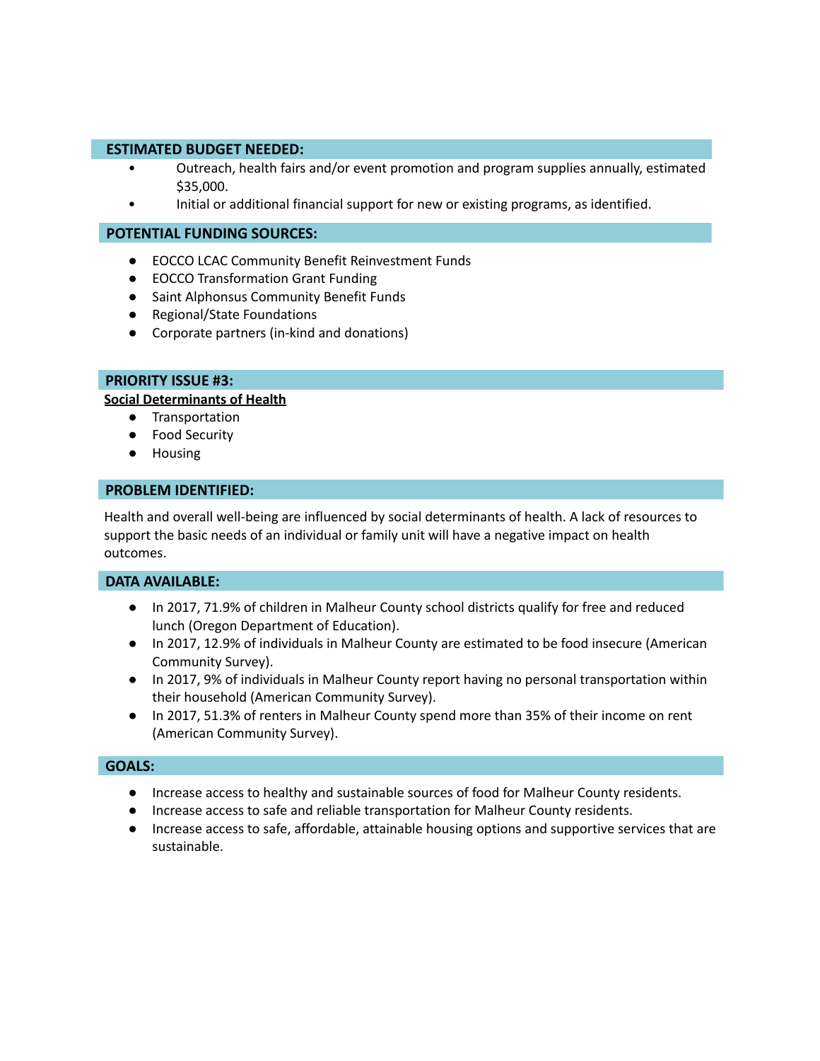### ESTIMATED BUDGET NEEDED:

- Outreach, health fairs and/or event promotion and program supplies annually, estimated $35,000.
- Initial or additional financial support for new or existing programs, as identified.

### POTENTIAL FUNDING SOURCES:

- EOCCO LCAC Community Benefit Reinvestment Funds
- EOCCO Transformation Grant Funding
- Saint Alphonsus Community Benefit Funds
- Regional/State Foundations
- Corporate partners (in-kind and donations)

### PRIORITY ISSUE #3:

**Social Determinants of Health**

- Transportation
- Food Security
- Housing

### PROBLEM IDENTIFIED:

Health and overall well-being are influenced by social determinants of health. A lack of resources to support the basic needs of an individual or family unit will have a negative impact on health outcomes.

### DATA AVAILABLE:

- In 2017, 71.9% of children in Malheur County school districts qualify for free and reduced lunch (Oregon Department of Education).
- In 2017, 12.9% of individuals in Malheur County are estimated to be food insecure (American Community Survey).
- In 2017, 9% of individuals in Malheur County report having no personal transportation within their household (American Community Survey).
- In 2017, 51.3% of renters in Malheur County spend more than 35% of their income on rent (American Community Survey).

### GOALS:

- Increase access to healthy and sustainable sources of food for Malheur County residents.
- Increase access to safe and reliable transportation for Malheur County residents.
- Increase access to safe, affordable, attainable housing options and supportive services that are sustainable.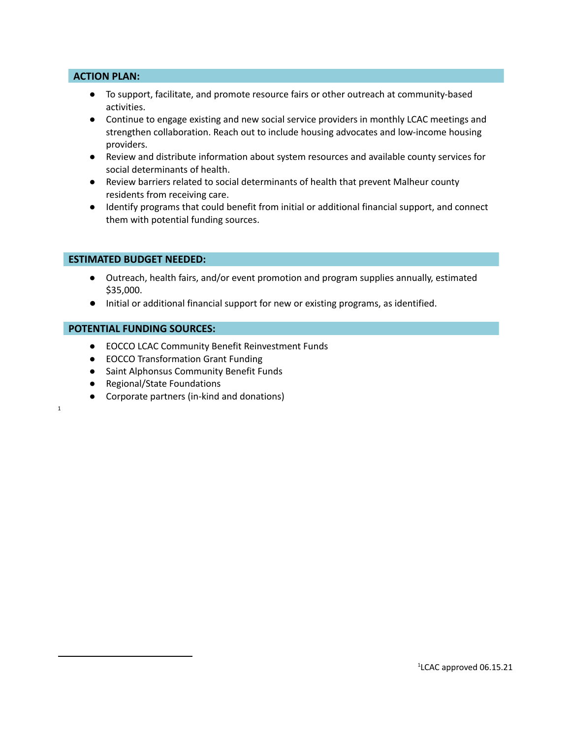## ACTION PLAN:

- To support, facilitate, and promote resource fairs or other outreach at community-based activities.
- Continue to engage existing and new social service providers in monthly LCAC meetings and strengthen collaboration. Reach out to include housing advocates and low-income housing providers.
- Review and distribute information about system resources and available county services for social determinants of health.
- Review barriers related to social determinants of health that prevent Malheur county residents from receiving care.
- Identify programs that could benefit from initial or additional financial support, and connect them with potential funding sources.

## ESTIMATED BUDGET NEEDED:

- Outreach, health fairs, and/or event promotion and program supplies annually, estimated $35,000.
- Initial or additional financial support for new or existing programs, as identified.

## POTENTIAL FUNDING SOURCES:

- EOCCO LCAC Community Benefit Reinvestment Funds
- EOCCO Transformation Grant Funding
- Saint Alphonsus Community Benefit Funds
- Regional/State Foundations
- Corporate partners (in-kind and donations)

[1]

[1] LCAC approved 06.15.21